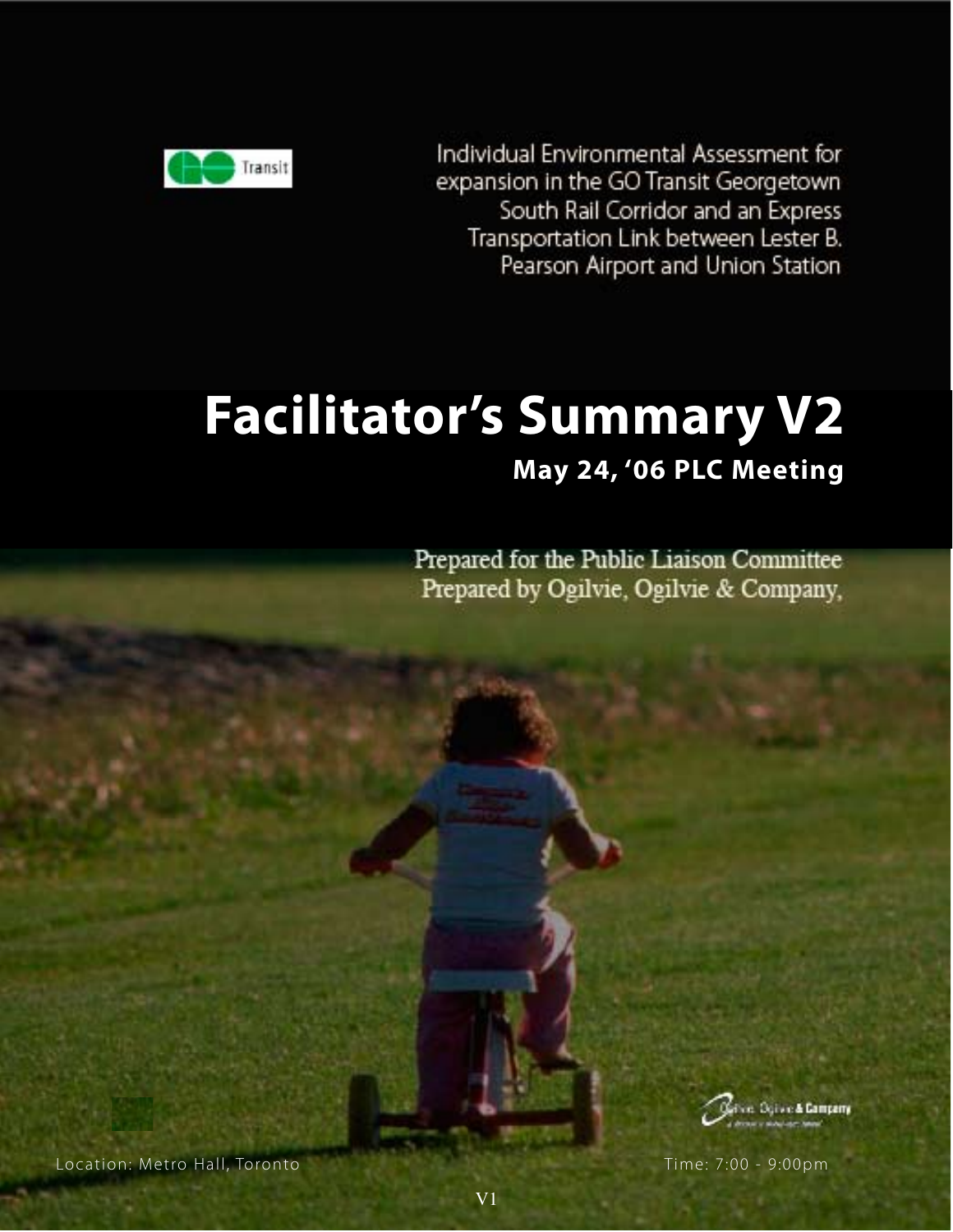Individual Environmental Assessment for expansion in the GO Transit Georgetown South Rail Corridor and an Express Transportation Link between Lester B. Pearson Airport and Union Station

# Facilitator's Summary V2

## May 24, '06 PLC Meeting

Prepared for the Public Liaison Committee
Prepared by Ogilvie, Ogilvie & Company,

Location: Metro Hall, Toronto

Time: 7:00 - 9:00pm

V1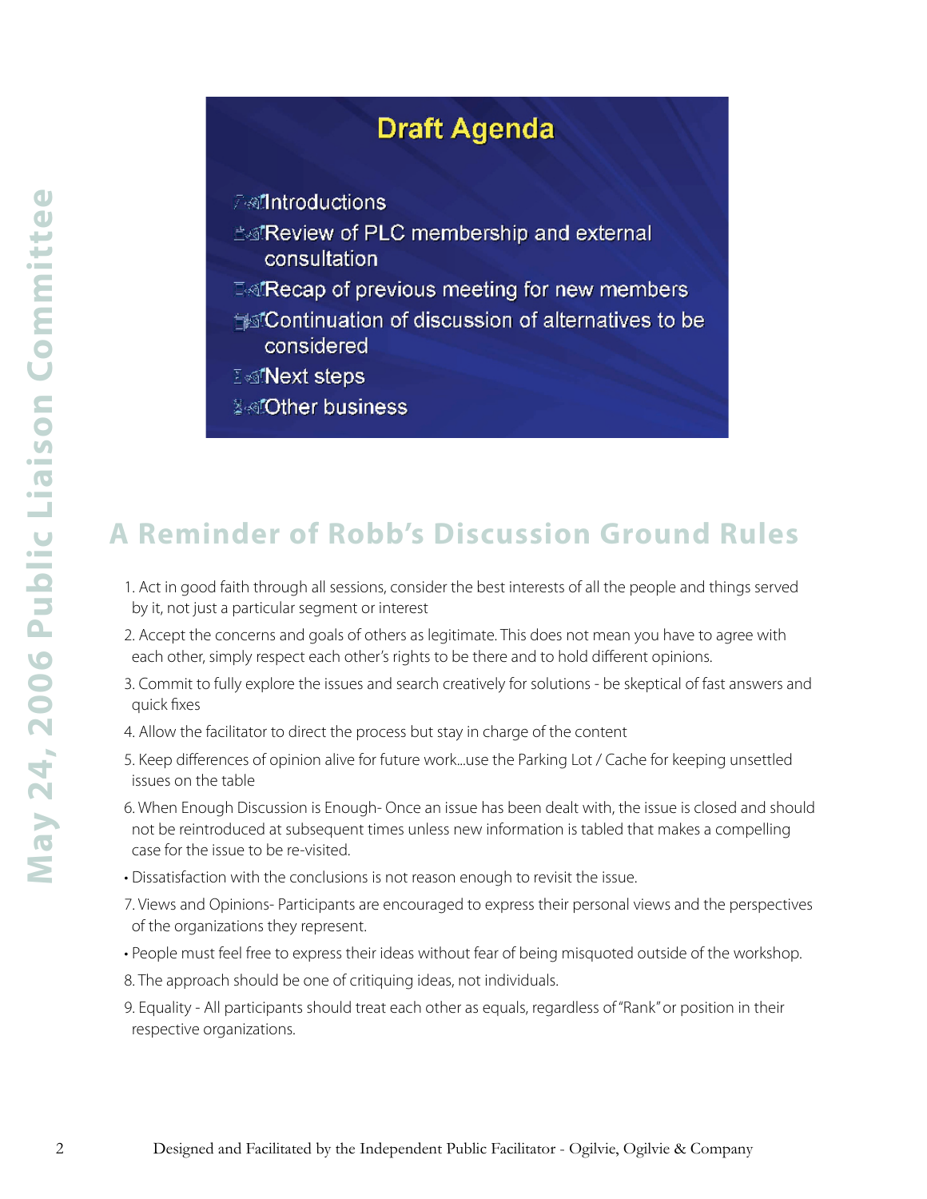## Draft Agenda

- Introductions
- Review of PLC membership and external consultation
- Recap of previous meeting for new members
- Continuation of discussion of alternatives to be considered
- Next steps
- Other business

## A Reminder of Robb's Discussion Ground Rules

1. Act in good faith through all sessions, consider the best interests of all the people and things served by it, not just a particular segment or interest
2. Accept the concerns and goals of others as legitimate. This does not mean you have to agree with each other, simply respect each other's rights to be there and to hold different opinions.
3. Commit to fully explore the issues and search creatively for solutions - be skeptical of fast answers and quick fixes
4. Allow the facilitator to direct the process but stay in charge of the content
5. Keep differences of opinion alive for future work...use the Parking Lot / Cache for keeping unsettled issues on the table
6. When Enough Discussion is Enough- Once an issue has been dealt with, the issue is closed and should not be reintroduced at subsequent times unless new information is tabled that makes a compelling case for the issue to be re-visited.

- Dissatisfaction with the conclusions is not reason enough to revisit the issue.

7. Views and Opinions- Participants are encouraged to express their personal views and the perspectives of the organizations they represent.

- People must feel free to express their ideas without fear of being misquoted outside of the workshop.

8. The approach should be one of critiquing ideas, not individuals.
9. Equality - All participants should treat each other as equals, regardless of "Rank" or position in their respective organizations.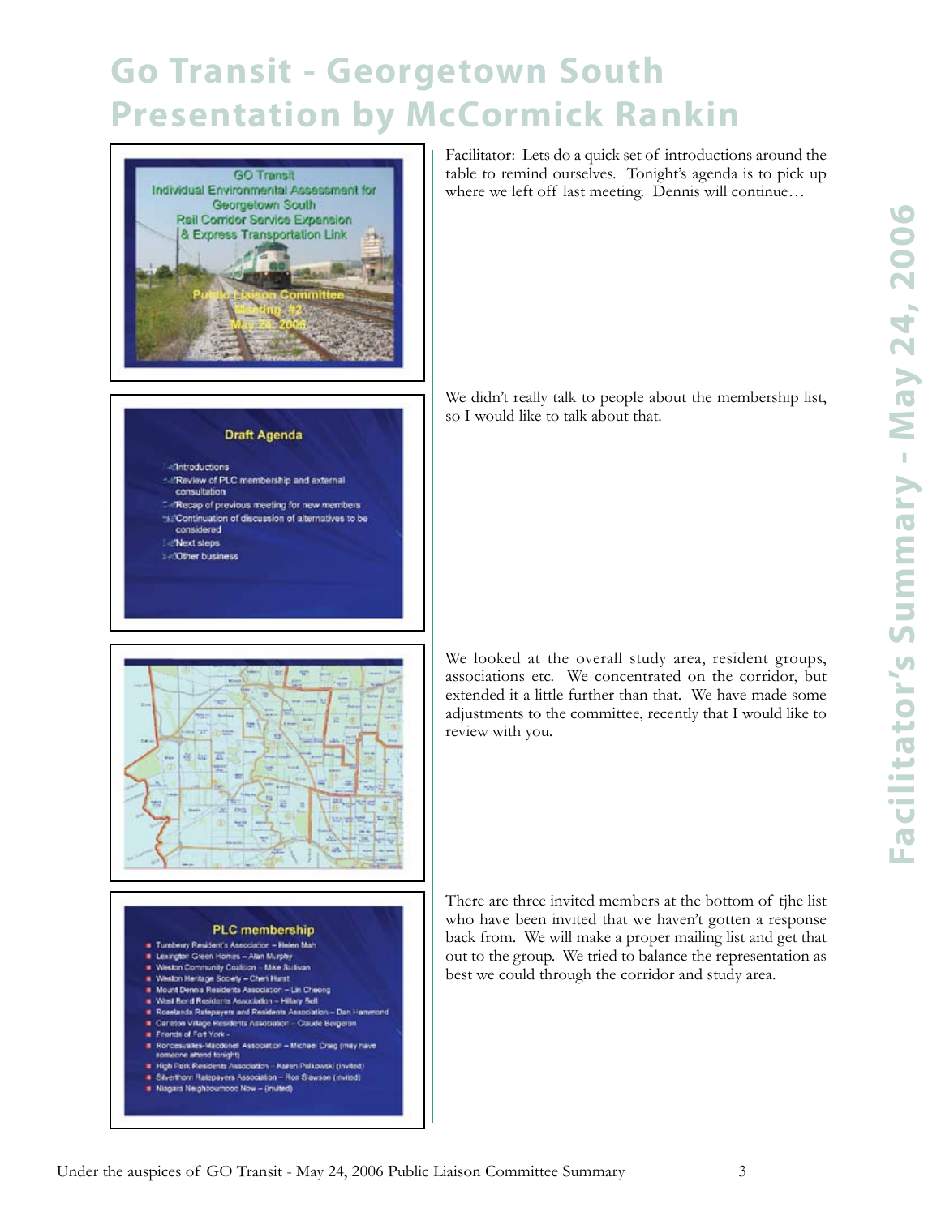# Go Transit - Georgetown South Presentation by McCormick Rankin

GO Transit
Individual Environmental Assessment for Georgetown South Rail Corridor Service Expansion & Express Transportation Link

Public Liaison Committee Meeting #2
May 24, 2006

Facilitator: Lets do a quick set of introductions around the table to remind ourselves. Tonight's agenda is to pick up where we left off last meeting. Dennis will continue…

**Draft Agenda**

- Introductions
- Review of PLC membership and external consultation
- Recap of previous meeting for new members
- Continuation of discussion of alternatives to be considered
- Next steps
- Other business

We didn't really talk to people about the membership list, so I would like to talk about that.

We looked at the overall study area, resident groups, associations etc. We concentrated on the corridor, but extended it a little further than that. We have made some adjustments to the committee, recently that I would like to review with you.

**PLC membership**

- Turnberry Resident's Association – Helen Mah
- Lexington Green Homes – Alan Murphy
- Weston Community Coalition – Mike Sullivan
- Weston Heritage Society – Cheri Hurst
- Mount Dennis Residents Association – Lin Cheong
- West Bend Residents Association – Hillary Bell
- Roselands Ratepayers and Residents Association – Dan Hammond
- Carleton Village Residents Association – Claude Bergeron
- Friends of Fort York -
- Roncesvalles-Macdonell Association – Michael Craig (may have someone attend tonight)
- High Park Residents Association – Karen Palkowski (invited)
- Silverthorn Ratepayers Association – Ron Slawson (invited)
- Niagara Neighbourhood Now – (invited)

There are three invited members at the bottom of tjhe list who have been invited that we haven't gotten a response back from. We will make a proper mailing list and get that out to the group. We tried to balance the representation as best we could through the corridor and study area.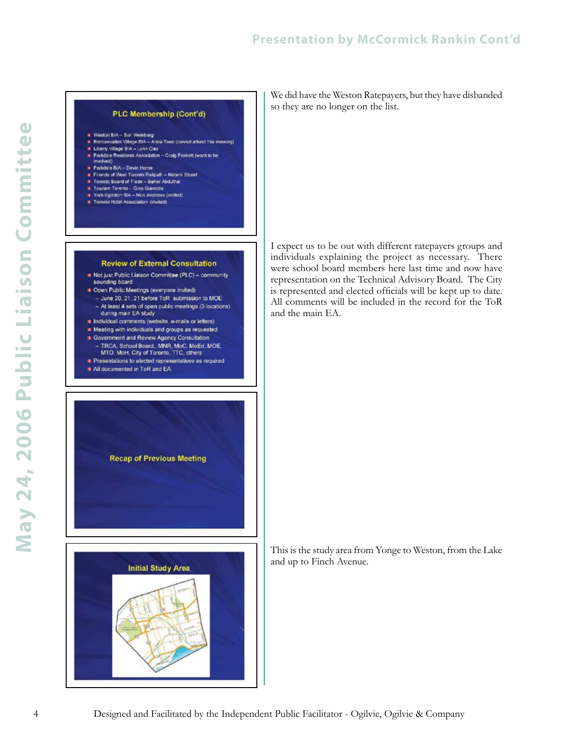## PLC Membership (Cont'd)

- Weston BIA – Sun Weinberg
- Roncesvalles Village BIA – Anna Teed (cannot attend this evening)
- Liberty Village BIA – Lynn Clay
- Parkdale Residents Association – Craig Paskett (want to be involved)
- Parkdale BIA – Devin Horne
- Friends of West Toronto Railpath – Netami Stuart
- Toronto Board of Trade – Baher Abdulhai
- Tourism Toronto – Gino Giancola
- York-Eglinton BIA – Nick Andrews (invited)
- Toronto Hotel Association (invited)

We did have the Weston Ratepayers, but they have disbanded so they are no longer on the list.

## Review of External Consultation

- Not just Public Liaison Committee (PLC) – community sounding board
- Open Public Meetings (everyone invited)
  - June 20, 21, 21 before ToR submission to MOE
  - At least 4 sets of open public meetings (3 locations) during main EA study
- Individual comments (website, e-mails or letters)
- Meeting with individuals and groups as requested
- Government and Review Agency Consultation
  - TRCA, School Board, MNR, MoC, MoEd, MOE, MTO, MoH, City of Toronto, TTC, others
- Presentations to elected representatives as required
- All documented in ToR and EA

I expect us to be out with different ratepayers groups and individuals explaining the project as necessary. There were school board members here last time and now have representation on the Technical Advisory Board. The City is represented and elected officials will be kept up to date. All comments will be included in the record for the ToR and the main EA.

## Recap of Previous Meeting

## Initial Study Area

This is the study area from Yonge to Weston, from the Lake and up to Finch Avenue.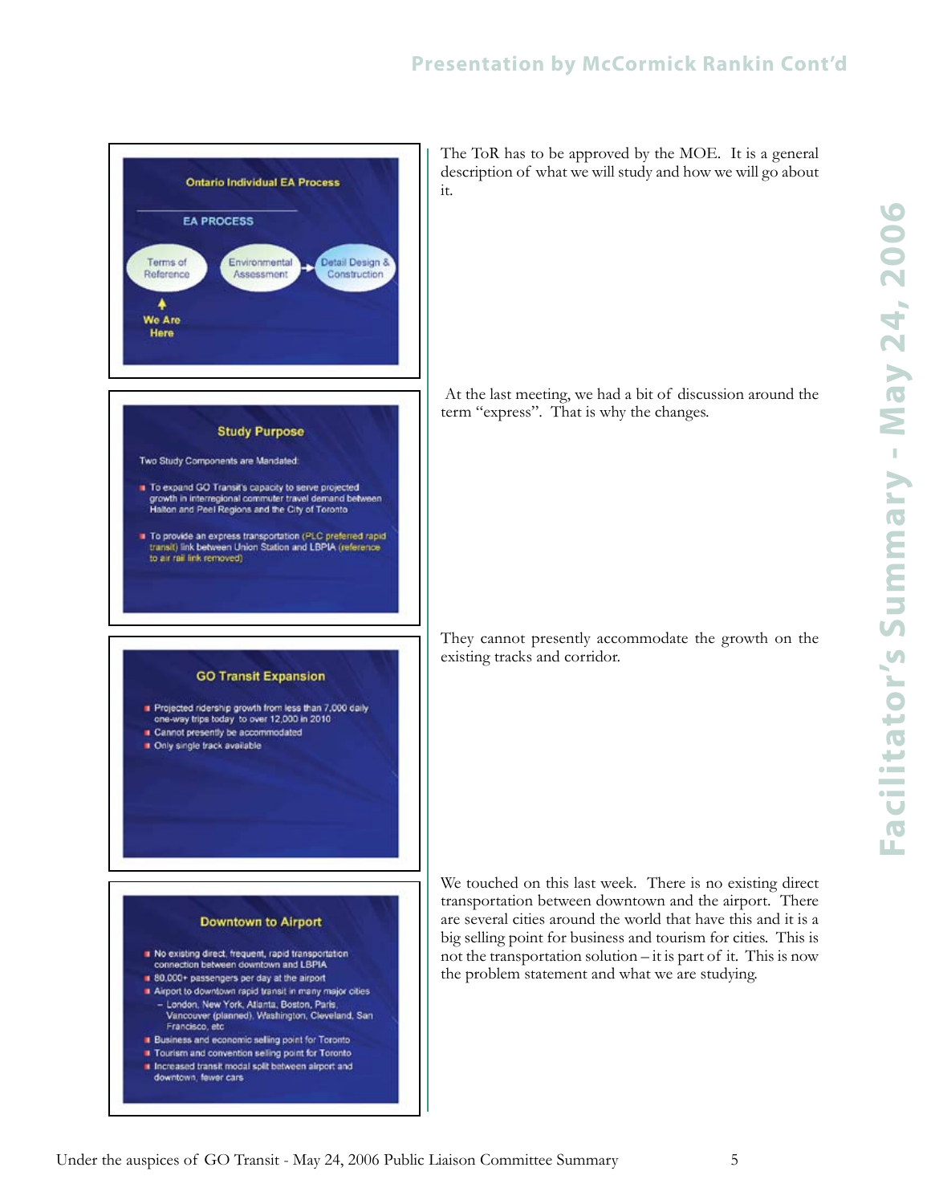### Ontario Individual EA Process

**EA PROCESS**

Terms of Reference → Environmental Assessment → Detail Design & Construction

We Are Here (Terms of Reference)

The ToR has to be approved by the MOE. It is a general description of what we will study and how we will go about it.

### Study Purpose

Two Study Components are Mandated:

- To expand GO Transit's capacity to serve projected growth in interregional commuter travel demand between Halton and Peel Regions and the City of Toronto
- To provide an express transportation (PLC preferred rapid transit) link between Union Station and LBPIA (reference to air rail link removed)

At the last meeting, we had a bit of discussion around the term "express". That is why the changes.

### GO Transit Expansion

- Projected ridership growth from less than 7,000 daily one-way trips today to over 12,000 in 2010
- Cannot presently be accommodated
- Only single track available

They cannot presently accommodate the growth on the existing tracks and corridor.

### Downtown to Airport

- No existing direct, frequent, rapid transportation connection between downtown and LBPIA
- 80,000+ passengers per day at the airport
- Airport to downtown rapid transit in many major cities
  - London, New York, Atlanta, Boston, Paris, Vancouver (planned), Washington, Cleveland, San Francisco, etc
- Business and economic selling point for Toronto
- Tourism and convention selling point for Toronto
- Increased transit modal split between airport and downtown, fewer cars

We touched on this last week. There is no existing direct transportation between downtown and the airport. There are several cities around the world that have this and it is a big selling point for business and tourism for cities. This is not the transportation solution – it is part of it. This is now the problem statement and what we are studying.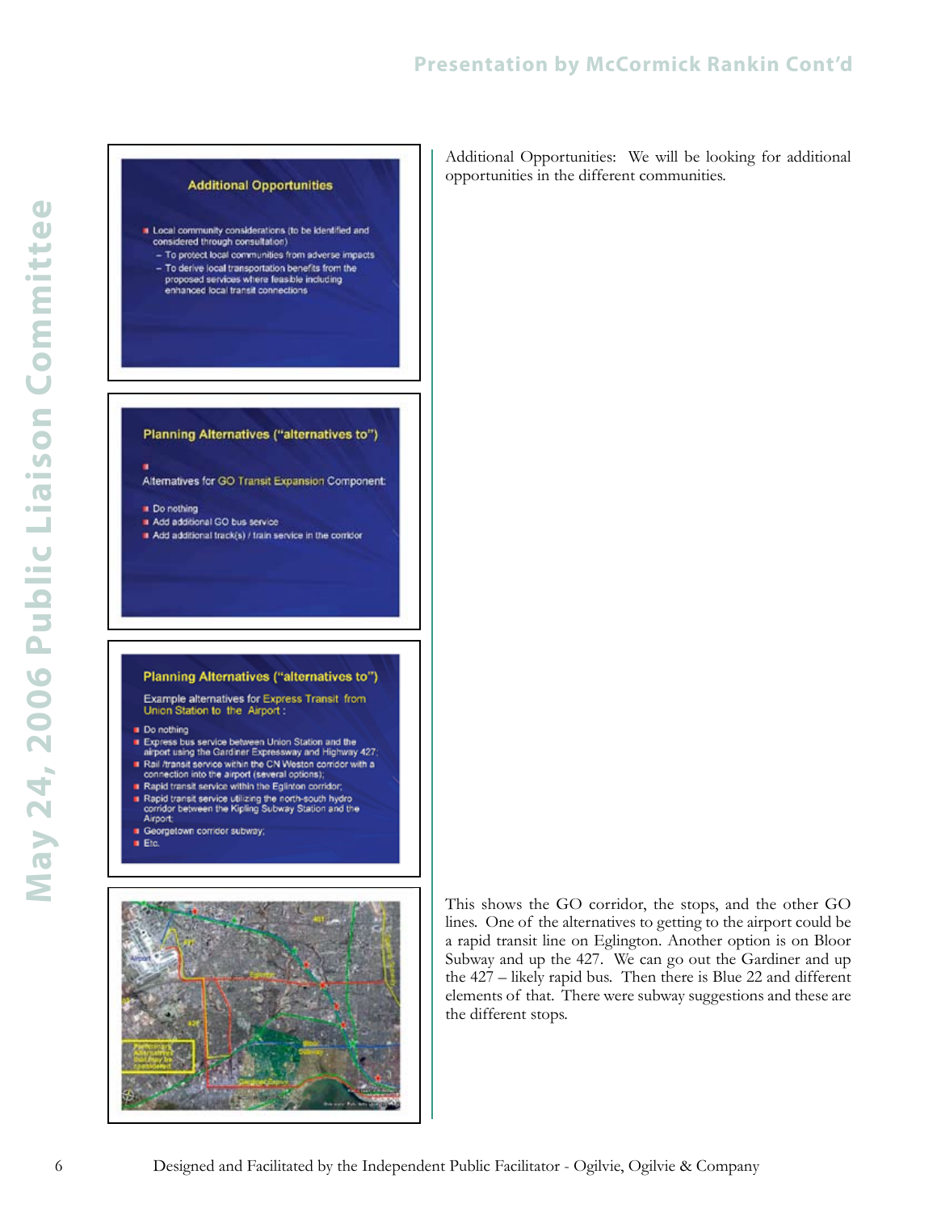### Additional Opportunities

- Local community considerations (to be identified and considered through consultation)
  - To protect local communities from adverse impacts
  - To derive local transportation benefits from the proposed services where feasible including enhanced local transit connections

Additional Opportunities: We will be looking for additional opportunities in the different communities.

### Planning Alternatives ("alternatives to")

Alternatives for GO Transit Expansion Component:

- Do nothing
- Add additional GO bus service
- Add additional track(s) / train service in the corridor

### Planning Alternatives ("alternatives to")

Example alternatives for Express Transit from Union Station to the Airport:

- Do nothing
- Express bus service between Union Station and the airport using the Gardiner Expressway and Highway 427;
- Rail /transit service within the CN Weston corridor with a connection into the airport (several options);
- Rapid transit service within the Eglinton corridor;
- Rapid transit service utilizing the north-south hydro corridor between the Kipling Subway Station and the Airport;
- Georgetown corridor subway;
- Etc.

This shows the GO corridor, the stops, and the other GO lines. One of the alternatives to getting to the airport could be a rapid transit line on Eglinton. Another option is on Bloor Subway and up the 427. We can go out the Gardiner and up the 427 – likely rapid bus. Then there is Blue 22 and different elements of that. There were subway suggestions and these are the different stops.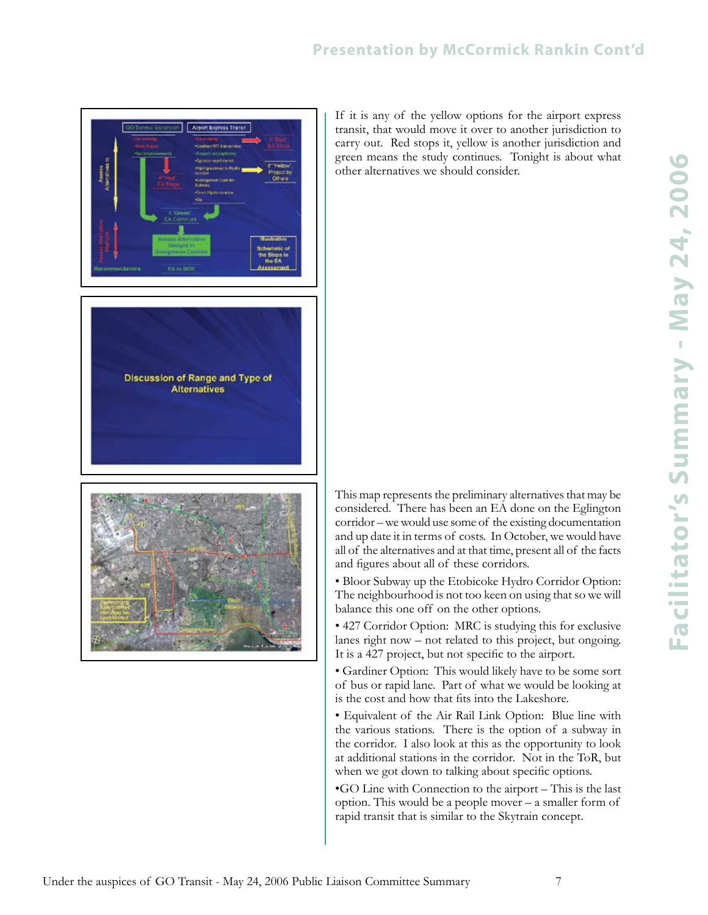If it is any of the yellow options for the airport express transit, that would move it over to another jurisdiction to carry out. Red stops it, yellow is another jurisdiction and green means the study continues. Tonight is about what other alternatives we should consider.

This map represents the preliminary alternatives that may be considered. There has been an EA done on the Eglington corridor – we would use some of the existing documentation and up date it in terms of costs. In October, we would have all of the alternatives and at that time, present all of the facts and figures about all of these corridors.

- Bloor Subway up the Etobicoke Hydro Corridor Option: The neighbourhood is not too keen on using that so we will balance this one off on the other options.
- 427 Corridor Option: MRC is studying this for exclusive lanes right now – not related to this project, but ongoing. It is a 427 project, but not specific to the airport.
- Gardiner Option: This would likely have to be some sort of bus or rapid lane. Part of what we would be looking at is the cost and how that fits into the Lakeshore.
- Equivalent of the Air Rail Link Option: Blue line with the various stations. There is the option of a subway in the corridor. I also look at this as the opportunity to look at additional stations in the corridor. Not in the ToR, but when we got down to talking about specific options.
- GO Line with Connection to the airport – This is the last option. This would be a people mover – a smaller form of rapid transit that is similar to the Skytrain concept.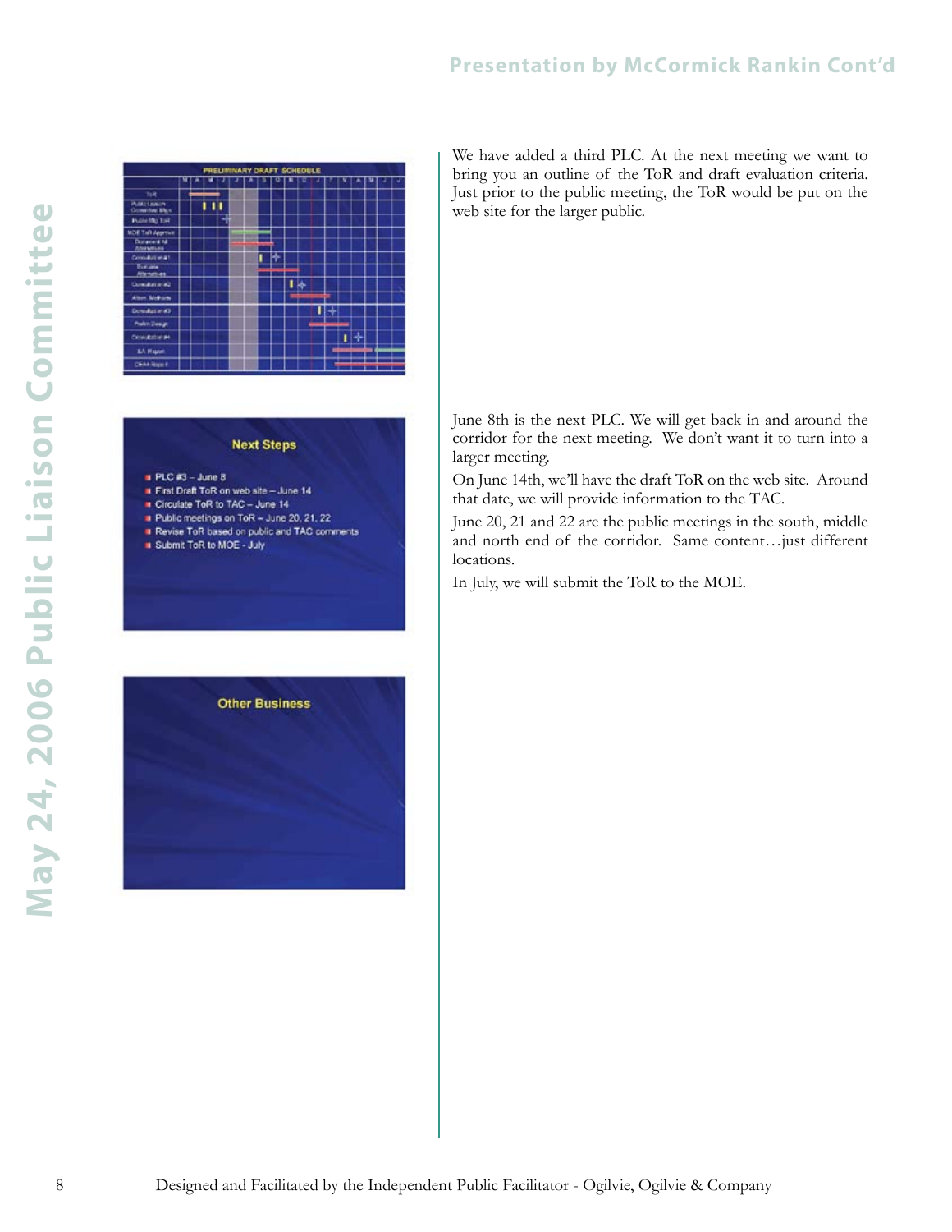## Presentation by McCormick Rankin Cont'd

PRELIMINARY DRAFT SCHEDULE

We have added a third PLC. At the next meeting we want to bring you an outline of the ToR and draft evaluation criteria. Just prior to the public meeting, the ToR would be put on the web site for the larger public.

**Next Steps**

- PLC #3 – June 8
- First Draft ToR on web site – June 14
- Circulate ToR to TAC – June 14
- Public meetings on ToR – June 20, 21, 22
- Revise ToR based on public and TAC comments
- Submit ToR to MOE - July

June 8th is the next PLC. We will get back in and around the corridor for the next meeting. We don't want it to turn into a larger meeting.

On June 14th, we'll have the draft ToR on the web site. Around that date, we will provide information to the TAC.

June 20, 21 and 22 are the public meetings in the south, middle and north end of the corridor. Same content…just different locations.

In July, we will submit the ToR to the MOE.

**Other Business**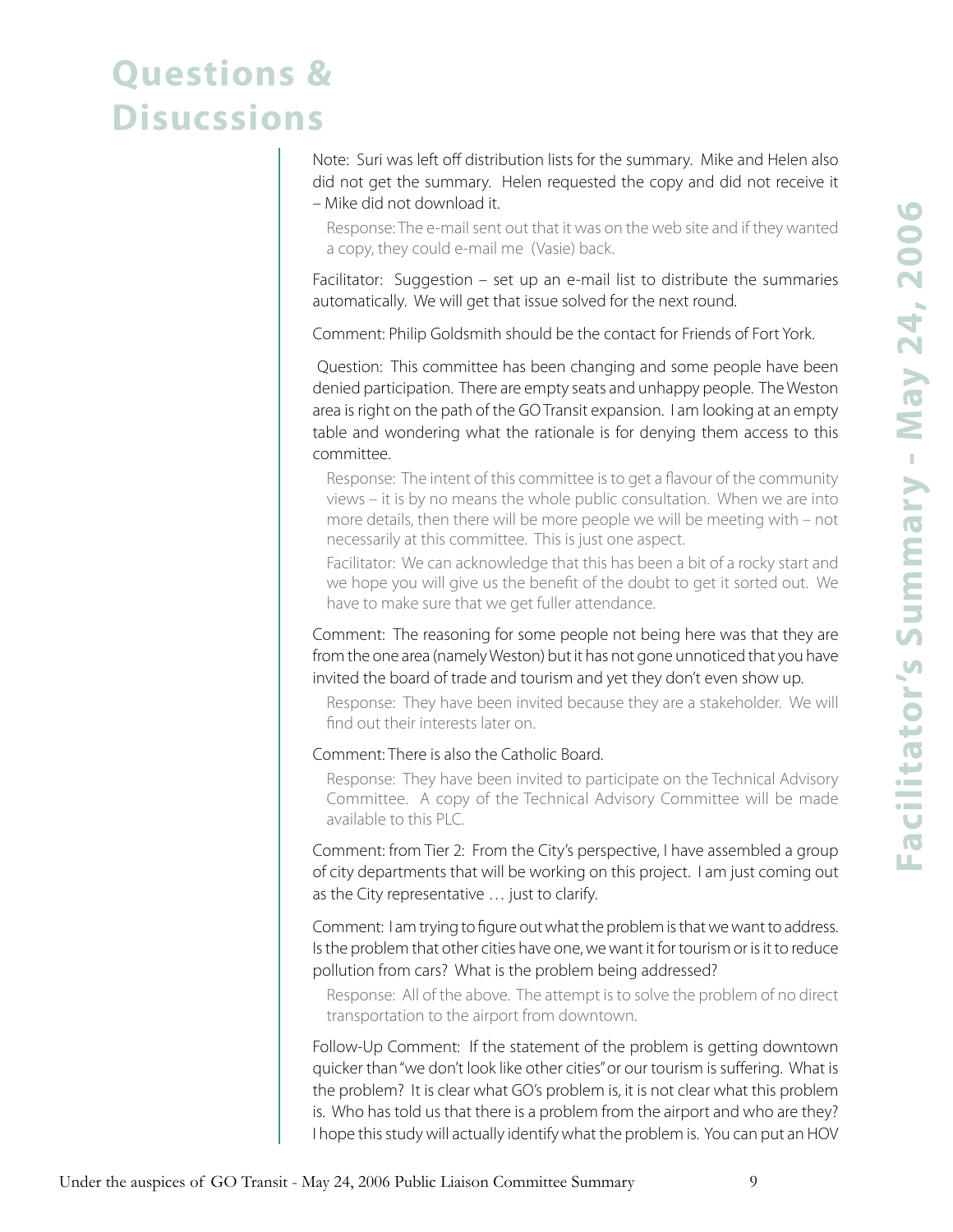# Questions & Disucssions

Note: Suri was left off distribution lists for the summary. Mike and Helen also did not get the summary. Helen requested the copy and did not receive it – Mike did not download it.

> Response: The e-mail sent out that it was on the web site and if they wanted a copy, they could e-mail me (Vasie) back.

Facilitator: Suggestion – set up an e-mail list to distribute the summaries automatically. We will get that issue solved for the next round.

Comment: Philip Goldsmith should be the contact for Friends of Fort York.

Question: This committee has been changing and some people have been denied participation. There are empty seats and unhappy people. The Weston area is right on the path of the GO Transit expansion. I am looking at an empty table and wondering what the rationale is for denying them access to this committee.

> Response: The intent of this committee is to get a flavour of the community views – it is by no means the whole public consultation. When we are into more details, then there will be more people we will be meeting with – not necessarily at this committee. This is just one aspect.
>
> Facilitator: We can acknowledge that this has been a bit of a rocky start and we hope you will give us the benefit of the doubt to get it sorted out. We have to make sure that we get fuller attendance.

Comment: The reasoning for some people not being here was that they are from the one area (namely Weston) but it has not gone unnoticed that you have invited the board of trade and tourism and yet they don't even show up.

> Response: They have been invited because they are a stakeholder. We will find out their interests later on.

Comment: There is also the Catholic Board.

> Response: They have been invited to participate on the Technical Advisory Committee. A copy of the Technical Advisory Committee will be made available to this PLC.

Comment: from Tier 2: From the City's perspective, I have assembled a group of city departments that will be working on this project. I am just coming out as the City representative … just to clarify.

Comment: I am trying to figure out what the problem is that we want to address. Is the problem that other cities have one, we want it for tourism or is it to reduce pollution from cars? What is the problem being addressed?

> Response: All of the above. The attempt is to solve the problem of no direct transportation to the airport from downtown.

Follow-Up Comment: If the statement of the problem is getting downtown quicker than "we don't look like other cities" or our tourism is suffering. What is the problem? It is clear what GO's problem is, it is not clear what this problem is. Who has told us that there is a problem from the airport and who are they? I hope this study will actually identify what the problem is. You can put an HOV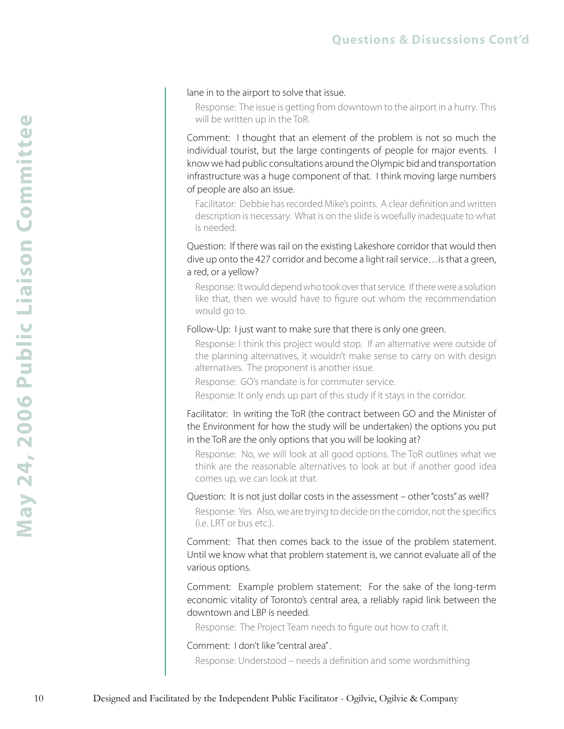lane in to the airport to solve that issue.

> Response: The issue is getting from downtown to the airport in a hurry. This will be written up in the ToR.

Comment: I thought that an element of the problem is not so much the individual tourist, but the large contingents of people for major events. I know we had public consultations around the Olympic bid and transportation infrastructure was a huge component of that. I think moving large numbers of people are also an issue.

> Facilitator: Debbie has recorded Mike's points. A clear definition and written description is necessary. What is on the slide is woefully inadequate to what is needed.

Question: If there was rail on the existing Lakeshore corridor that would then dive up onto the 427 corridor and become a light rail service…is that a green, a red, or a yellow?

> Response: It would depend who took over that service. If there were a solution like that, then we would have to figure out whom the recommendation would go to.

Follow-Up: I just want to make sure that there is only one green.

> Response: I think this project would stop. If an alternative were outside of the planning alternatives, it wouldn't make sense to carry on with design alternatives. The proponent is another issue.
>
> Response: GO's mandate is for commuter service.
>
> Response: It only ends up part of this study if it stays in the corridor.

Facilitator: In writing the ToR (the contract between GO and the Minister of the Environment for how the study will be undertaken) the options you put in the ToR are the only options that you will be looking at?

> Response: No, we will look at all good options. The ToR outlines what we think are the reasonable alternatives to look at but if another good idea comes up, we can look at that.

Question: It is not just dollar costs in the assessment – other "costs" as well?

> Response: Yes. Also, we are trying to decide on the corridor, not the specifics (i.e. LRT or bus etc.).

Comment: That then comes back to the issue of the problem statement. Until we know what that problem statement is, we cannot evaluate all of the various options.

Comment: Example problem statement: For the sake of the long-term economic vitality of Toronto's central area, a reliably rapid link between the downtown and LBP is needed.

> Response: The Project Team needs to figure out how to craft it.

Comment: I don't like "central area".

> Response: Understood – needs a definition and some wordsmithing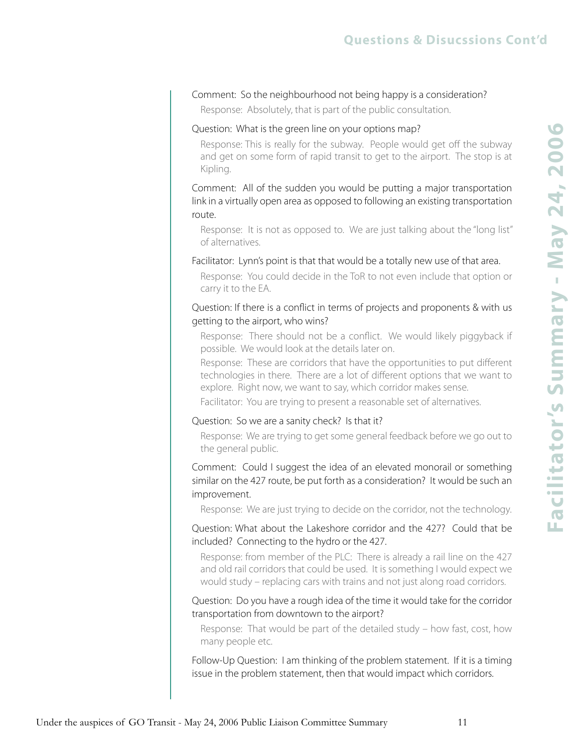## Questions & Disucssions Cont'd

Comment: So the neighbourhood not being happy is a consideration?

Response: Absolutely, that is part of the public consultation.

Question: What is the green line on your options map?

Response: This is really for the subway. People would get off the subway and get on some form of rapid transit to get to the airport. The stop is at Kipling.

Comment: All of the sudden you would be putting a major transportation link in a virtually open area as opposed to following an existing transportation route.

Response: It is not as opposed to. We are just talking about the "long list" of alternatives.

Facilitator: Lynn's point is that that would be a totally new use of that area.

Response: You could decide in the ToR to not even include that option or carry it to the EA.

Question: If there is a conflict in terms of projects and proponents & with us getting to the airport, who wins?

Response: There should not be a conflict. We would likely piggyback if possible. We would look at the details later on.

Response: These are corridors that have the opportunities to put different technologies in there. There are a lot of different options that we want to explore. Right now, we want to say, which corridor makes sense.

Facilitator: You are trying to present a reasonable set of alternatives.

Question: So we are a sanity check? Is that it?

Response: We are trying to get some general feedback before we go out to the general public.

Comment: Could I suggest the idea of an elevated monorail or something similar on the 427 route, be put forth as a consideration? It would be such an improvement.

Response: We are just trying to decide on the corridor, not the technology.

Question: What about the Lakeshore corridor and the 427? Could that be included? Connecting to the hydro or the 427.

Response: from member of the PLC: There is already a rail line on the 427 and old rail corridors that could be used. It is something I would expect we would study – replacing cars with trains and not just along road corridors.

Question: Do you have a rough idea of the time it would take for the corridor transportation from downtown to the airport?

Response: That would be part of the detailed study – how fast, cost, how many people etc.

Follow-Up Question: I am thinking of the problem statement. If it is a timing issue in the problem statement, then that would impact which corridors.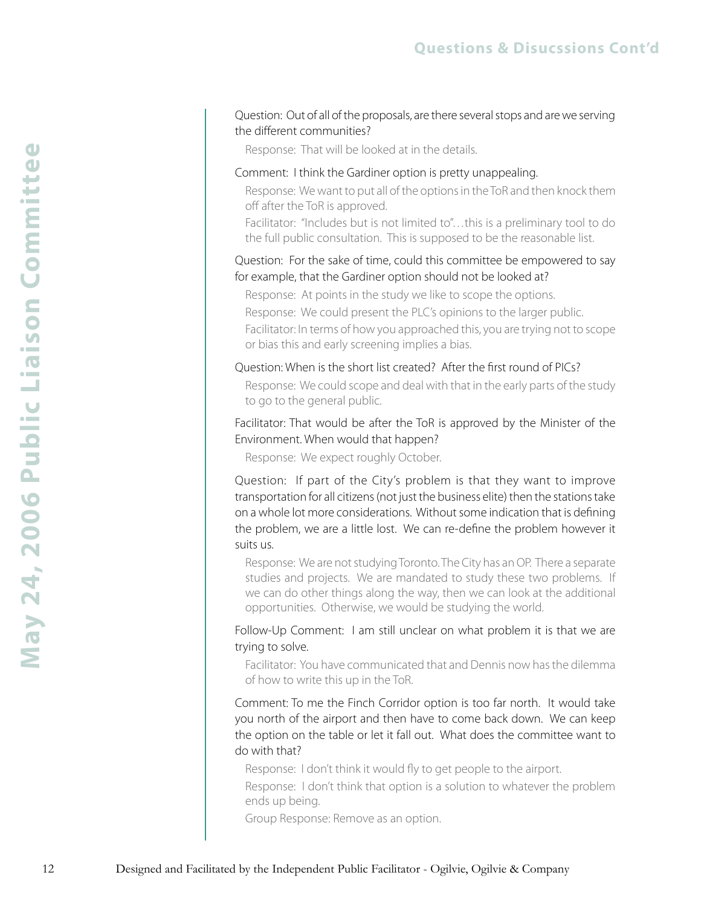Question: Out of all of the proposals, are there several stops and are we serving the different communities?

Response: That will be looked at in the details.

Comment: I think the Gardiner option is pretty unappealing.

Response: We want to put all of the options in the ToR and then knock them off after the ToR is approved.

Facilitator: "Includes but is not limited to"…this is a preliminary tool to do the full public consultation. This is supposed to be the reasonable list.

Question: For the sake of time, could this committee be empowered to say for example, that the Gardiner option should not be looked at?

Response: At points in the study we like to scope the options.

Response: We could present the PLC's opinions to the larger public.

Facilitator: In terms of how you approached this, you are trying not to scope or bias this and early screening implies a bias.

Question: When is the short list created? After the first round of PICs?

Response: We could scope and deal with that in the early parts of the study to go to the general public.

Facilitator: That would be after the ToR is approved by the Minister of the Environment. When would that happen?

Response: We expect roughly October.

Question: If part of the City's problem is that they want to improve transportation for all citizens (not just the business elite) then the stations take on a whole lot more considerations. Without some indication that is defining the problem, we are a little lost. We can re-define the problem however it suits us.

Response: We are not studying Toronto. The City has an OP. There a separate studies and projects. We are mandated to study these two problems. If we can do other things along the way, then we can look at the additional opportunities. Otherwise, we would be studying the world.

Follow-Up Comment: I am still unclear on what problem it is that we are trying to solve.

Facilitator: You have communicated that and Dennis now has the dilemma of how to write this up in the ToR.

Comment: To me the Finch Corridor option is too far north. It would take you north of the airport and then have to come back down. We can keep the option on the table or let it fall out. What does the committee want to do with that?

Response: I don't think it would fly to get people to the airport.

Response: I don't think that option is a solution to whatever the problem ends up being.

Group Response: Remove as an option.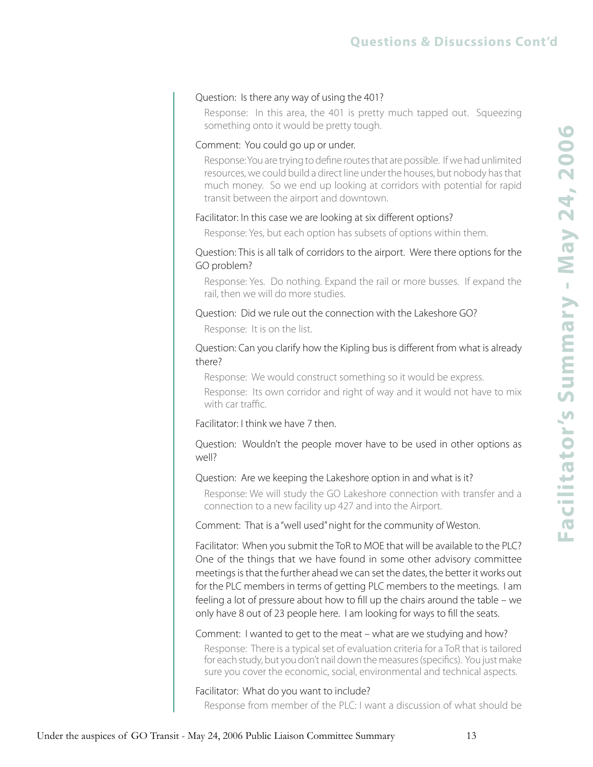Question: Is there any way of using the 401?

Response: In this area, the 401 is pretty much tapped out. Squeezing something onto it would be pretty tough.

Comment: You could go up or under.

Response: You are trying to define routes that are possible. If we had unlimited resources, we could build a direct line under the houses, but nobody has that much money. So we end up looking at corridors with potential for rapid transit between the airport and downtown.

Facilitator: In this case we are looking at six different options?

Response: Yes, but each option has subsets of options within them.

Question: This is all talk of corridors to the airport. Were there options for the GO problem?

Response: Yes. Do nothing. Expand the rail or more busses. If expand the rail, then we will do more studies.

Question: Did we rule out the connection with the Lakeshore GO?

Response: It is on the list.

Question: Can you clarify how the Kipling bus is different from what is already there?

Response: We would construct something so it would be express.

Response: Its own corridor and right of way and it would not have to mix with car traffic.

Facilitator: I think we have 7 then.

Question: Wouldn't the people mover have to be used in other options as well?

Question: Are we keeping the Lakeshore option in and what is it?

Response: We will study the GO Lakeshore connection with transfer and a connection to a new facility up 427 and into the Airport.

Comment: That is a "well used" night for the community of Weston.

Facilitator: When you submit the ToR to MOE that will be available to the PLC? One of the things that we have found in some other advisory committee meetings is that the further ahead we can set the dates, the better it works out for the PLC members in terms of getting PLC members to the meetings. I am feeling a lot of pressure about how to fill up the chairs around the table – we only have 8 out of 23 people here. I am looking for ways to fill the seats.

Comment: I wanted to get to the meat – what are we studying and how?

Response: There is a typical set of evaluation criteria for a ToR that is tailored for each study, but you don't nail down the measures (specifics). You just make sure you cover the economic, social, environmental and technical aspects.

Facilitator: What do you want to include?

Response from member of the PLC: I want a discussion of what should be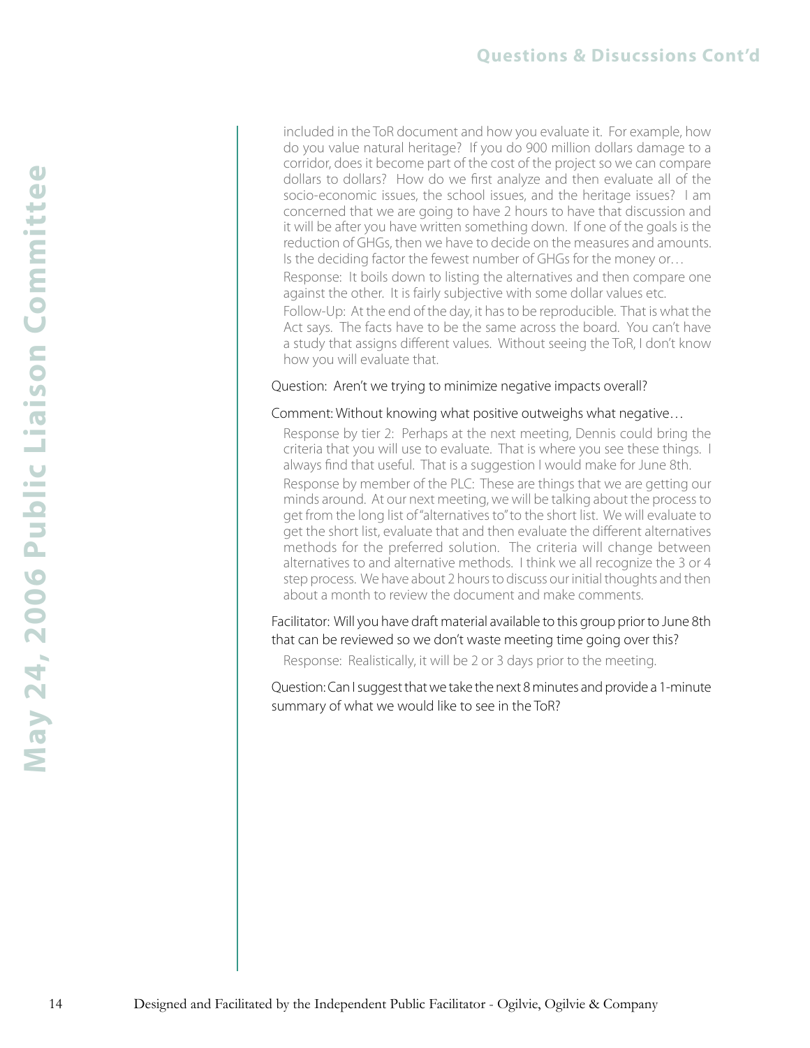included in the ToR document and how you evaluate it. For example, how do you value natural heritage? If you do 900 million dollars damage to a corridor, does it become part of the cost of the project so we can compare dollars to dollars? How do we first analyze and then evaluate all of the socio-economic issues, the school issues, and the heritage issues? I am concerned that we are going to have 2 hours to have that discussion and it will be after you have written something down. If one of the goals is the reduction of GHGs, then we have to decide on the measures and amounts. Is the deciding factor the fewest number of GHGs for the money or…

Response: It boils down to listing the alternatives and then compare one against the other. It is fairly subjective with some dollar values etc.

Follow-Up: At the end of the day, it has to be reproducible. That is what the Act says. The facts have to be the same across the board. You can't have a study that assigns different values. Without seeing the ToR, I don't know how you will evaluate that.

Question: Aren't we trying to minimize negative impacts overall?

Comment: Without knowing what positive outweighs what negative…

Response by tier 2: Perhaps at the next meeting, Dennis could bring the criteria that you will use to evaluate. That is where you see these things. I always find that useful. That is a suggestion I would make for June 8th.

Response by member of the PLC: These are things that we are getting our minds around. At our next meeting, we will be talking about the process to get from the long list of "alternatives to" to the short list. We will evaluate to get the short list, evaluate that and then evaluate the different alternatives methods for the preferred solution. The criteria will change between alternatives to and alternative methods. I think we all recognize the 3 or 4 step process. We have about 2 hours to discuss our initial thoughts and then about a month to review the document and make comments.

Facilitator: Will you have draft material available to this group prior to June 8th that can be reviewed so we don't waste meeting time going over this?

Response: Realistically, it will be 2 or 3 days prior to the meeting.

Question: Can I suggest that we take the next 8 minutes and provide a 1-minute summary of what we would like to see in the ToR?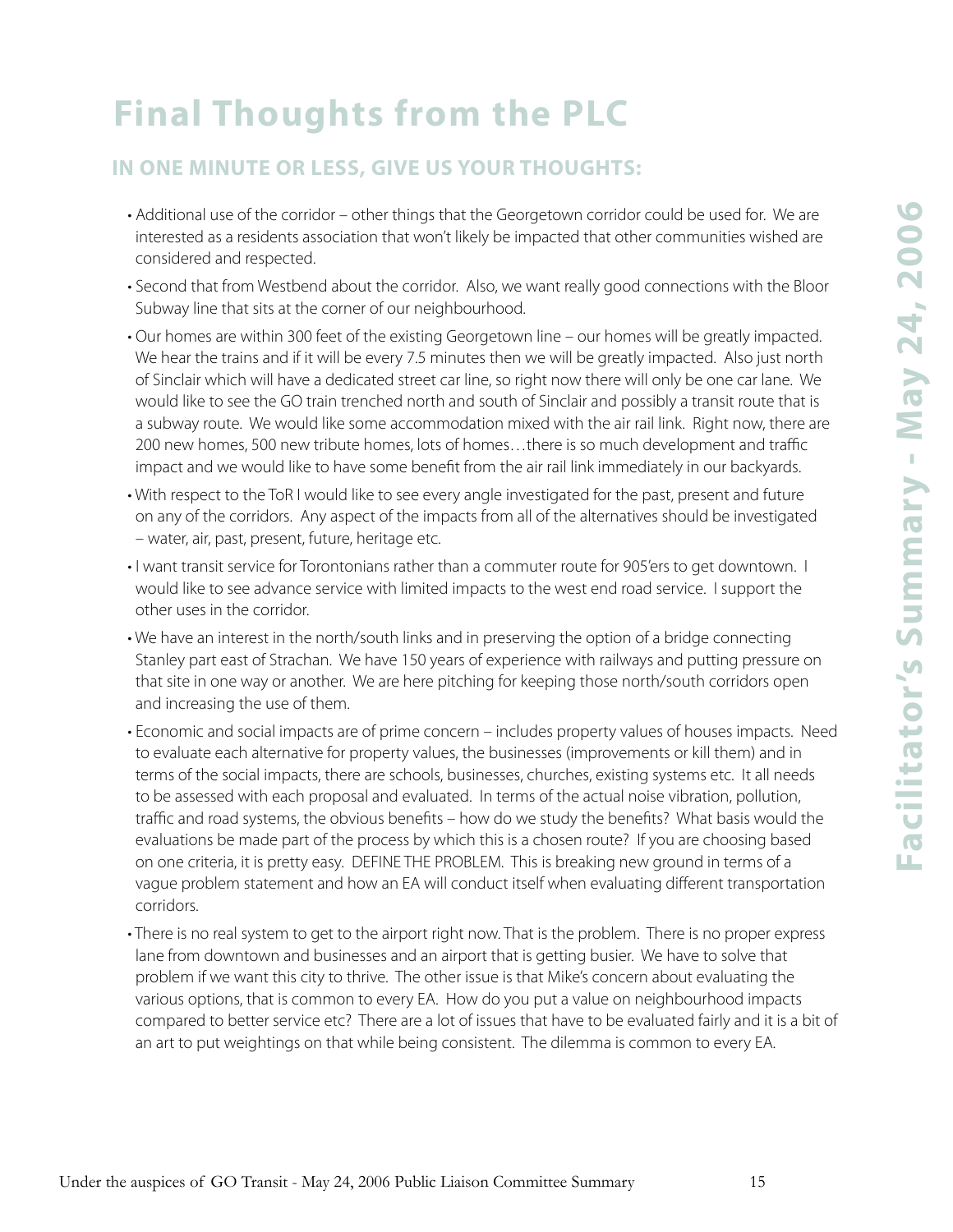# Final Thoughts from the PLC

## IN ONE MINUTE OR LESS, GIVE US YOUR THOUGHTS:

- Additional use of the corridor – other things that the Georgetown corridor could be used for. We are interested as a residents association that won't likely be impacted that other communities wished are considered and respected.
- Second that from Westbend about the corridor. Also, we want really good connections with the Bloor Subway line that sits at the corner of our neighbourhood.
- Our homes are within 300 feet of the existing Georgetown line – our homes will be greatly impacted. We hear the trains and if it will be every 7.5 minutes then we will be greatly impacted. Also just north of Sinclair which will have a dedicated street car line, so right now there will only be one car lane. We would like to see the GO train trenched north and south of Sinclair and possibly a transit route that is a subway route. We would like some accommodation mixed with the air rail link. Right now, there are 200 new homes, 500 new tribute homes, lots of homes…there is so much development and traffic impact and we would like to have some benefit from the air rail link immediately in our backyards.
- With respect to the ToR I would like to see every angle investigated for the past, present and future on any of the corridors. Any aspect of the impacts from all of the alternatives should be investigated – water, air, past, present, future, heritage etc.
- I want transit service for Torontonians rather than a commuter route for 905'ers to get downtown. I would like to see advance service with limited impacts to the west end road service. I support the other uses in the corridor.
- We have an interest in the north/south links and in preserving the option of a bridge connecting Stanley part east of Strachan. We have 150 years of experience with railways and putting pressure on that site in one way or another. We are here pitching for keeping those north/south corridors open and increasing the use of them.
- Economic and social impacts are of prime concern – includes property values of houses impacts. Need to evaluate each alternative for property values, the businesses (improvements or kill them) and in terms of the social impacts, there are schools, businesses, churches, existing systems etc. It all needs to be assessed with each proposal and evaluated. In terms of the actual noise vibration, pollution, traffic and road systems, the obvious benefits – how do we study the benefits? What basis would the evaluations be made part of the process by which this is a chosen route? If you are choosing based on one criteria, it is pretty easy. DEFINE THE PROBLEM. This is breaking new ground in terms of a vague problem statement and how an EA will conduct itself when evaluating different transportation corridors.
- There is no real system to get to the airport right now. That is the problem. There is no proper express lane from downtown and businesses and an airport that is getting busier. We have to solve that problem if we want this city to thrive. The other issue is that Mike's concern about evaluating the various options, that is common to every EA. How do you put a value on neighbourhood impacts compared to better service etc? There are a lot of issues that have to be evaluated fairly and it is a bit of an art to put weightings on that while being consistent. The dilemma is common to every EA.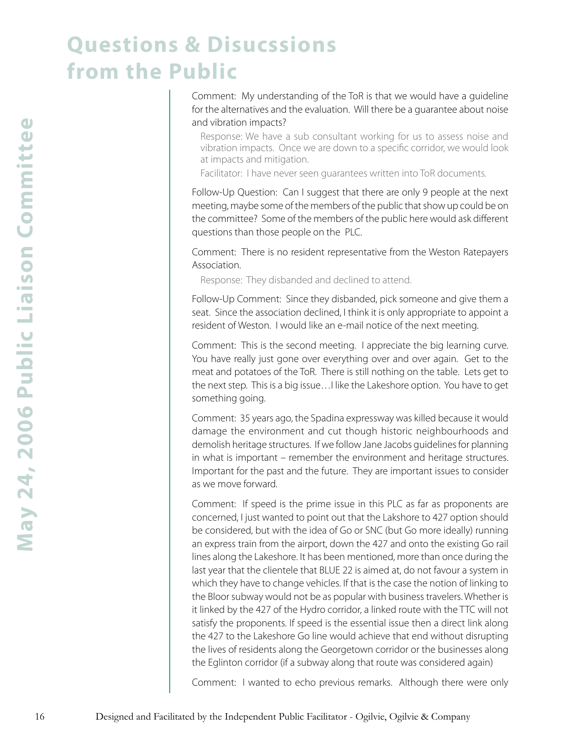# Questions & Disucssions from the Public

Comment: My understanding of the ToR is that we would have a guideline for the alternatives and the evaluation. Will there be a guarantee about noise and vibration impacts?

> Response: We have a sub consultant working for us to assess noise and vibration impacts. Once we are down to a specific corridor, we would look at impacts and mitigation.
>
> Facilitator: I have never seen guarantees written into ToR documents.

Follow-Up Question: Can I suggest that there are only 9 people at the next meeting, maybe some of the members of the public that show up could be on the committee? Some of the members of the public here would ask different questions than those people on the PLC.

Comment: There is no resident representative from the Weston Ratepayers Association.

> Response: They disbanded and declined to attend.

Follow-Up Comment: Since they disbanded, pick someone and give them a seat. Since the association declined, I think it is only appropriate to appoint a resident of Weston. I would like an e-mail notice of the next meeting.

Comment: This is the second meeting. I appreciate the big learning curve. You have really just gone over everything over and over again. Get to the meat and potatoes of the ToR. There is still nothing on the table. Lets get to the next step. This is a big issue…I like the Lakeshore option. You have to get something going.

Comment: 35 years ago, the Spadina expressway was killed because it would damage the environment and cut though historic neighbourhoods and demolish heritage structures. If we follow Jane Jacobs guidelines for planning in what is important – remember the environment and heritage structures. Important for the past and the future. They are important issues to consider as we move forward.

Comment: If speed is the prime issue in this PLC as far as proponents are concerned, I just wanted to point out that the Lakshore to 427 option should be considered, but with the idea of Go or SNC (but Go more ideally) running an express train from the airport, down the 427 and onto the existing Go rail lines along the Lakeshore. It has been mentioned, more than once during the last year that the clientele that BLUE 22 is aimed at, do not favour a system in which they have to change vehicles. If that is the case the notion of linking to the Bloor subway would not be as popular with business travelers. Whether is it linked by the 427 of the Hydro corridor, a linked route with the TTC will not satisfy the proponents. If speed is the essential issue then a direct link along the 427 to the Lakeshore Go line would achieve that end without disrupting the lives of residents along the Georgetown corridor or the businesses along the Eglinton corridor (if a subway along that route was considered again)

Comment: I wanted to echo previous remarks. Although there were only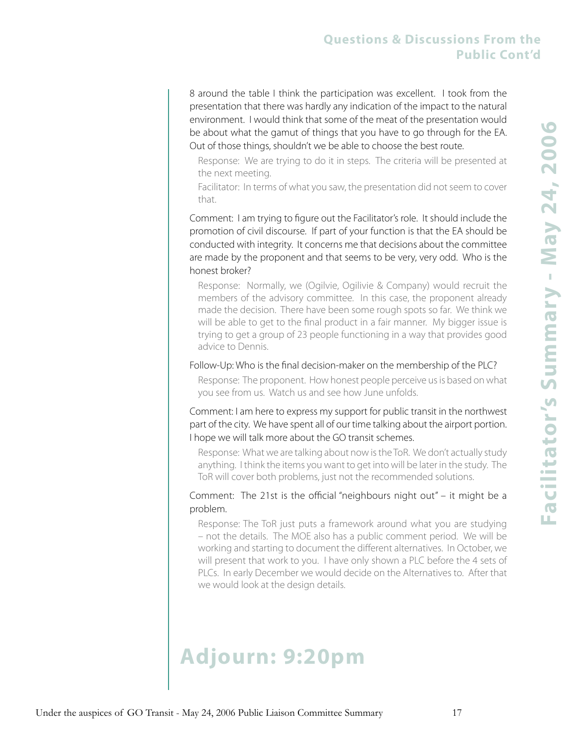8 around the table I think the participation was excellent. I took from the presentation that there was hardly any indication of the impact to the natural environment. I would think that some of the meat of the presentation would be about what the gamut of things that you have to go through for the EA. Out of those things, shouldn't we be able to choose the best route.

Response: We are trying to do it in steps. The criteria will be presented at the next meeting.

Facilitator: In terms of what you saw, the presentation did not seem to cover that.

Comment: I am trying to figure out the Facilitator's role. It should include the promotion of civil discourse. If part of your function is that the EA should be conducted with integrity. It concerns me that decisions about the committee are made by the proponent and that seems to be very, very odd. Who is the honest broker?

Response: Normally, we (Ogilvie, Ogilivie & Company) would recruit the members of the advisory committee. In this case, the proponent already made the decision. There have been some rough spots so far. We think we will be able to get to the final product in a fair manner. My bigger issue is trying to get a group of 23 people functioning in a way that provides good advice to Dennis.

Follow-Up: Who is the final decision-maker on the membership of the PLC?

Response: The proponent. How honest people perceive us is based on what you see from us. Watch us and see how June unfolds.

Comment: I am here to express my support for public transit in the northwest part of the city. We have spent all of our time talking about the airport portion. I hope we will talk more about the GO transit schemes.

Response: What we are talking about now is the ToR. We don't actually study anything. I think the items you want to get into will be later in the study. The ToR will cover both problems, just not the recommended solutions.

Comment: The 21st is the official "neighbours night out" – it might be a problem.

Response: The ToR just puts a framework around what you are studying – not the details. The MOE also has a public comment period. We will be working and starting to document the different alternatives. In October, we will present that work to you. I have only shown a PLC before the 4 sets of PLCs. In early December we would decide on the Alternatives to. After that we would look at the design details.

# Adjourn: 9:20pm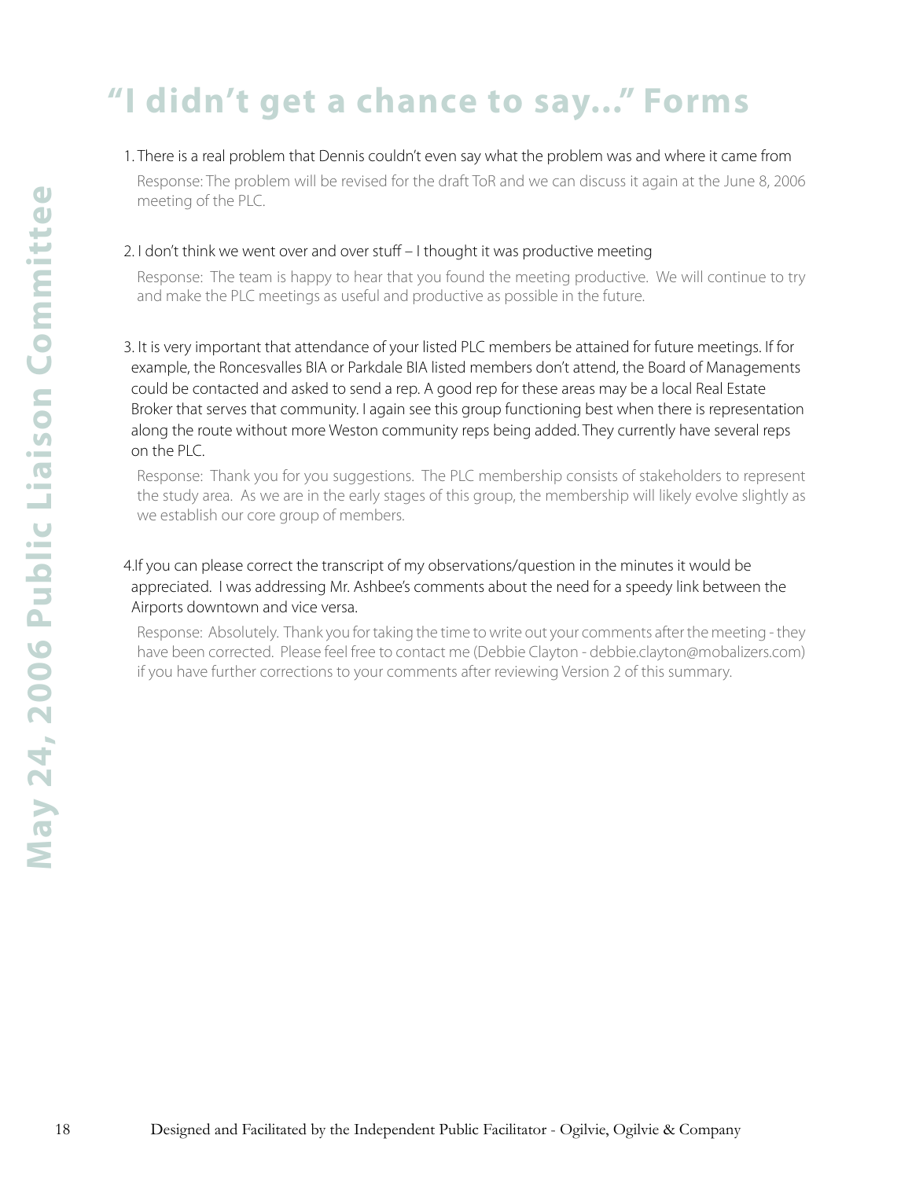# "I didn't get a chance to say..." Forms

1. There is a real problem that Dennis couldn't even say what the problem was and where it came from

   Response: The problem will be revised for the draft ToR and we can discuss it again at the June 8, 2006 meeting of the PLC.

2. I don't think we went over and over stuff – I thought it was productive meeting

   Response: The team is happy to hear that you found the meeting productive. We will continue to try and make the PLC meetings as useful and productive as possible in the future.

3. It is very important that attendance of your listed PLC members be attained for future meetings. If for example, the Roncesvalles BIA or Parkdale BIA listed members don't attend, the Board of Managements could be contacted and asked to send a rep. A good rep for these areas may be a local Real Estate Broker that serves that community. I again see this group functioning best when there is representation along the route without more Weston community reps being added. They currently have several reps on the PLC.

   Response: Thank you for you suggestions. The PLC membership consists of stakeholders to represent the study area. As we are in the early stages of this group, the membership will likely evolve slightly as we establish our core group of members.

4. If you can please correct the transcript of my observations/question in the minutes it would be appreciated. I was addressing Mr. Ashbee's comments about the need for a speedy link between the Airports downtown and vice versa.

   Response: Absolutely. Thank you for taking the time to write out your comments after the meeting - they have been corrected. Please feel free to contact me (Debbie Clayton - debbie.clayton@mobalizers.com) if you have further corrections to your comments after reviewing Version 2 of this summary.